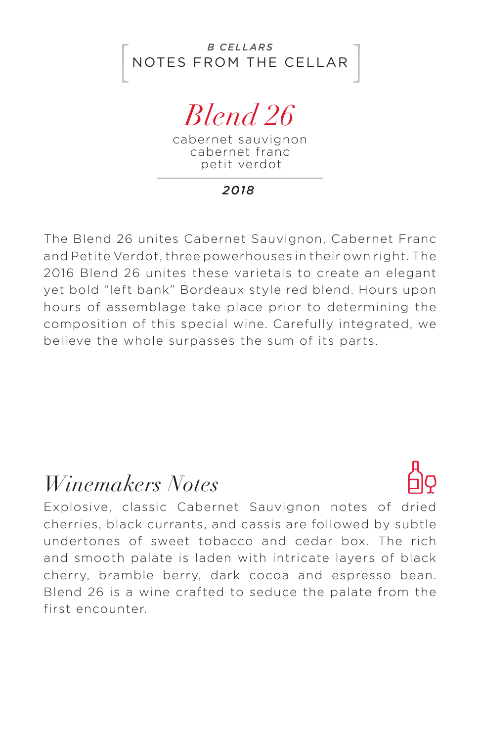*B CELLARS*

NOTES FROM THE CELLAR

# *Blend 26*

cabernet sauvignon
cabernet franc
petit verdot

***2018***

The Blend 26 unites Cabernet Sauvignon, Cabernet Franc and Petite Verdot, three powerhouses in their own right. The 2016 Blend 26 unites these varietals to create an elegant yet bold "left bank" Bordeaux style red blend. Hours upon hours of assemblage take place prior to determining the composition of this special wine. Carefully integrated, we believe the whole surpasses the sum of its parts.

## *Winemakers Notes*

Explosive, classic Cabernet Sauvignon notes of dried cherries, black currants, and cassis are followed by subtle undertones of sweet tobacco and cedar box. The rich and smooth palate is laden with intricate layers of black cherry, bramble berry, dark cocoa and espresso bean. Blend 26 is a wine crafted to seduce the palate from the first encounter.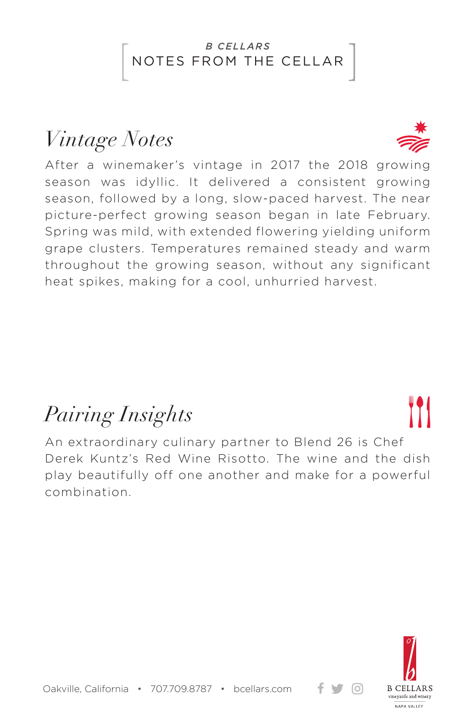*B CELLARS*

NOTES FROM THE CELLAR

## *Vintage Notes*

After a winemaker's vintage in 2017 the 2018 growing season was idyllic. It delivered a consistent growing season, followed by a long, slow-paced harvest. The near picture-perfect growing season began in late February. Spring was mild, with extended flowering yielding uniform grape clusters. Temperatures remained steady and warm throughout the growing season, without any significant heat spikes, making for a cool, unhurried harvest.

## *Pairing Insights*

An extraordinary culinary partner to Blend 26 is Chef Derek Kuntz's Red Wine Risotto. The wine and the dish play beautifully off one another and make for a powerful combination.

Oakville, California • 707.709.8787 • bcellars.com

B CELLARS vineyards and winery NAPA VALLEY